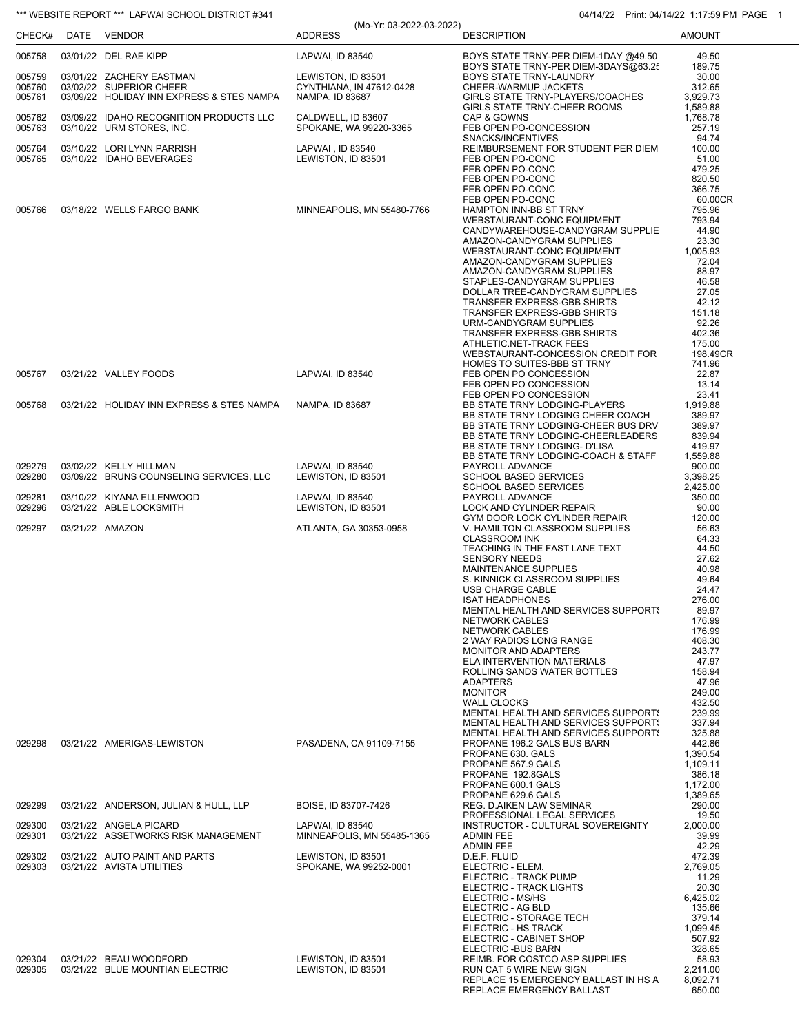*** WEBSITE REPORT *** LAPWAI SCHOOL DISTRICT #341

(Mo-Yr: 03-2022-03-2022)

04/14/22 Print: 04/14/22 1:17:59 PM

| CHECK# | DATE | VENDOR | ADDRESS | DESCRIPTION | AMOUNT |
|---|---|---|---|---|---|
| 005758 | 03/01/22 | DEL RAE KIPP | LAPWAI, ID 83540 | BOYS STATE TRNY-PER DIEM-1DAY @49.50 | 49.50 |
| | | | | BOYS STATE TRNY-PER DIEM-3DAYS@63.25 | 189.75 |
| 005759 | 03/01/22 | ZACHERY EASTMAN | LEWISTON, ID 83501 | BOYS STATE TRNY-LAUNDRY | 30.00 |
| 005760 | 03/02/22 | SUPERIOR CHEER | CYNTHIANA, IN 47612-0428 | CHEER-WARMUP JACKETS | 312.65 |
| 005761 | 03/09/22 | HOLIDAY INN EXPRESS & STES NAMPA | NAMPA, ID 83687 | GIRLS STATE TRNY-PLAYERS/COACHES | 3,929.73 |
| | | | | GIRLS STATE TRNY-CHEER ROOMS | 1,589.88 |
| 005762 | 03/09/22 | IDAHO RECOGNITION PRODUCTS LLC | CALDWELL, ID 83607 | CAP & GOWNS | 1,768.78 |
| 005763 | 03/10/22 | URM STORES, INC. | SPOKANE, WA 99220-3365 | FEB OPEN PO-CONCESSION | 257.19 |
| | | | | SNACKS/INCENTIVES | 94.74 |
| 005764 | 03/10/22 | LORI LYNN PARRISH | LAPWAI , ID 83540 | REIMBURSEMENT FOR STUDENT PER DIEM | 100.00 |
| 005765 | 03/10/22 | IDAHO BEVERAGES | LEWISTON, ID 83501 | FEB OPEN PO-CONC | 51.00 |
| | | | | FEB OPEN PO-CONC | 479.25 |
| | | | | FEB OPEN PO-CONC | 820.50 |
| | | | | FEB OPEN PO-CONC | 366.75 |
| | | | | FEB OPEN PO-CONC | 60.00CR |
| 005766 | 03/18/22 | WELLS FARGO BANK | MINNEAPOLIS, MN 55480-7766 | HAMPTON INN-BB ST TRNY | 795.96 |
| | | | | WEBSTAURANT-CONC EQUIPMENT | 793.94 |
| | | | | CANDYWAREHOUSE-CANDYGRAM SUPPLIE | 44.90 |
| | | | | AMAZON-CANDYGRAM SUPPLIES | 23.30 |
| | | | | WEBSTAURANT-CONC EQUIPMENT | 1,005.93 |
| | | | | AMAZON-CANDYGRAM SUPPLIES | 72.04 |
| | | | | AMAZON-CANDYGRAM SUPPLIES | 88.97 |
| | | | | STAPLES-CANDYGRAM SUPPLIES | 46.58 |
| | | | | DOLLAR TREE-CANDYGRAM SUPPLIES | 27.05 |
| | | | | TRANSFER EXPRESS-GBB SHIRTS | 42.12 |
| | | | | TRANSFER EXPRESS-GBB SHIRTS | 151.18 |
| | | | | URM-CANDYGRAM SUPPLIES | 92.26 |
| | | | | TRANSFER EXPRESS-GBB SHIRTS | 402.36 |
| | | | | ATHLETIC.NET-TRACK FEES | 175.00 |
| | | | | WEBSTAURANT-CONCESSION CREDIT FOR | 198.49CR |
| | | | | HOMES TO SUITES-BBB ST TRNY | 741.96 |
| 005767 | 03/21/22 | VALLEY FOODS | LAPWAI, ID 83540 | FEB OPEN PO CONCESSION | 22.87 |
| | | | | FEB OPEN PO CONCESSION | 13.14 |
| | | | | FEB OPEN PO CONCESSION | 23.41 |
| 005768 | 03/21/22 | HOLIDAY INN EXPRESS & STES NAMPA | NAMPA, ID 83687 | BB STATE TRNY LODGING-PLAYERS | 1,919.88 |
| | | | | BB STATE TRNY LODGING CHEER COACH | 389.97 |
| | | | | BB STATE TRNY LODGING-CHEER BUS DRV | 389.97 |
| | | | | BB STATE TRNY LODGING-CHEERLEADERS | 839.94 |
| | | | | BB STATE TRNY LODGING- D'LISA | 419.97 |
| | | | | BB STATE TRNY LODGING-COACH & STAFF | 1,559.88 |
| 029279 | 03/02/22 | KELLY HILLMAN | LAPWAI, ID 83540 | PAYROLL ADVANCE | 900.00 |
| 029280 | 03/09/22 | BRUNS COUNSELING SERVICES, LLC | LEWISTON, ID 83501 | SCHOOL BASED SERVICES | 3,398.25 |
| | | | | SCHOOL BASED SERVICES | 2,425.00 |
| 029281 | 03/10/22 | KIYANA ELLENWOOD | LAPWAI, ID 83540 | PAYROLL ADVANCE | 350.00 |
| 029296 | 03/21/22 | ABLE LOCKSMITH | LEWISTON, ID 83501 | LOCK AND CYLINDER REPAIR | 90.00 |
| | | | | GYM DOOR LOCK CYLINDER REPAIR | 120.00 |
| 029297 | 03/21/22 | AMAZON | ATLANTA, GA 30353-0958 | V. HAMILTON CLASSROOM SUPPLIES | 56.63 |
| | | | | CLASSROOM INK | 64.33 |
| | | | | TEACHING IN THE FAST LANE TEXT | 44.50 |
| | | | | SENSORY NEEDS | 27.62 |
| | | | | MAINTENANCE SUPPLIES | 40.98 |
| | | | | S. KINNICK CLASSROOM SUPPLIES | 49.64 |
| | | | | USB CHARGE CABLE | 24.47 |
| | | | | ISAT HEADPHONES | 276.00 |
| | | | | MENTAL HEALTH AND SERVICES SUPPORTS | 89.97 |
| | | | | NETWORK CABLES | 176.99 |
| | | | | NETWORK CABLES | 176.99 |
| | | | | 2 WAY RADIOS LONG RANGE | 408.30 |
| | | | | MONITOR AND ADAPTERS | 243.77 |
| | | | | ELA INTERVENTION MATERIALS | 47.97 |
| | | | | ROLLING SANDS WATER BOTTLES | 158.94 |
| | | | | ADAPTERS | 47.96 |
| | | | | MONITOR | 249.00 |
| | | | | WALL CLOCKS | 432.50 |
| | | | | MENTAL HEALTH AND SERVICES SUPPORTS | 239.99 |
| | | | | MENTAL HEALTH AND SERVICES SUPPORTS | 337.94 |
| | | | | MENTAL HEALTH AND SERVICES SUPPORTS | 325.88 |
| 029298 | 03/21/22 | AMERIGAS-LEWISTON | PASADENA, CA 91109-7155 | PROPANE 196.2 GALS BUS BARN | 442.86 |
| | | | | PROPANE 630. GALS | 1,390.54 |
| | | | | PROPANE 567.9 GALS | 1,109.11 |
| | | | | PROPANE 192.8GALS | 386.18 |
| | | | | PROPANE 600.1 GALS | 1,172.00 |
| | | | | PROPANE 629.6 GALS | 1,389.65 |
| 029299 | 03/21/22 | ANDERSON, JULIAN & HULL, LLP | BOISE, ID 83707-7426 | REG. D.AIKEN LAW SEMINAR | 290.00 |
| | | | | PROFESSIONAL LEGAL SERVICES | 19.50 |
| 029300 | 03/21/22 | ANGELA PICARD | LAPWAI, ID 83540 | INSTRUCTOR - CULTURAL SOVEREIGNTY | 2,000.00 |
| 029301 | 03/21/22 | ASSETWORKS RISK MANAGEMENT | MINNEAPOLIS, MN 55485-1365 | ADMIN FEE | 39.99 |
| | | | | ADMIN FEE | 42.29 |
| 029302 | 03/21/22 | AUTO PAINT AND PARTS | LEWISTON, ID 83501 | D.E.F. FLUID | 472.39 |
| 029303 | 03/21/22 | AVISTA UTILITIES | SPOKANE, WA 99252-0001 | ELECTRIC - ELEM. | 2,769.05 |
| | | | | ELECTRIC - TRACK PUMP | 11.29 |
| | | | | ELECTRIC - TRACK LIGHTS | 20.30 |
| | | | | ELECTRIC - MS/HS | 6,425.02 |
| | | | | ELECTRIC - AG BLD | 135.66 |
| | | | | ELECTRIC - STORAGE TECH | 379.14 |
| | | | | ELECTRIC - HS TRACK | 1,099.45 |
| | | | | ELECTRIC - CABINET SHOP | 507.92 |
| | | | | ELECTRIC -BUS BARN | 328.65 |
| 029304 | 03/21/22 | BEAU WOODFORD | LEWISTON, ID 83501 | REIMB. FOR COSTCO ASP SUPPLIES | 58.93 |
| 029305 | 03/21/22 | BLUE MOUNTIAN ELECTRIC | LEWISTON, ID 83501 | RUN CAT 5 WIRE NEW SIGN | 2,211.00 |
| | | | | REPLACE 15 EMERGENCY BALLAST IN HS A | 8,092.71 |
| | | | | REPLACE EMERGENCY BALLAST | 650.00 |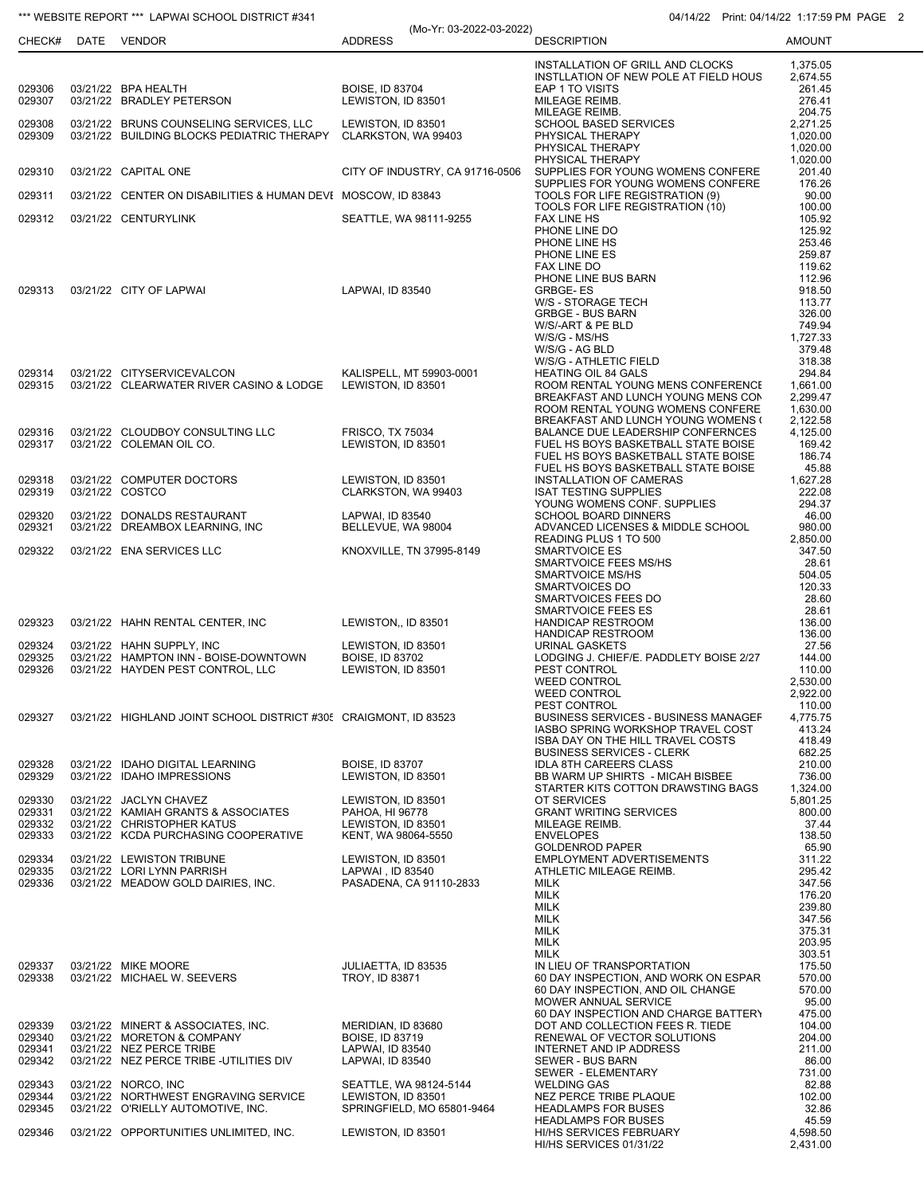| CHECK# | DATE | VENDOR | ADDRESS | DESCRIPTION | AMOUNT |
|---|---|---|---|---|---|
| | | | | INSTALLATION OF GRILL AND CLOCKS | 1,375.05 |
| | | | | INSTLLATION OF NEW POLE AT FIELD HOUS | 2,674.55 |
| 029306 | 03/21/22 | BPA HEALTH | BOISE, ID 83704 | EAP 1 TO VISITS | 261.45 |
| 029307 | 03/21/22 | BRADLEY PETERSON | LEWISTON, ID 83501 | MILEAGE REIMB. | 276.41 |
| | | | | MILEAGE REIMB. | 204.75 |
| 029308 | 03/21/22 | BRUNS COUNSELING SERVICES, LLC | LEWISTON, ID 83501 | SCHOOL BASED SERVICES | 2,271.25 |
| 029309 | 03/21/22 | BUILDING BLOCKS PEDIATRIC THERAPY | CLARKSTON, WA 99403 | PHYSICAL THERAPY | 1,020.00 |
| | | | | PHYSICAL THERAPY | 1,020.00 |
| | | | | PHYSICAL THERAPY | 1,020.00 |
| 029310 | 03/21/22 | CAPITAL ONE | CITY OF INDUSTRY, CA 91716-0506 | SUPPLIES FOR YOUNG WOMENS CONFERE | 201.40 |
| | | | | SUPPLIES FOR YOUNG WOMENS CONFERE | 176.26 |
| 029311 | 03/21/22 | CENTER ON DISABILITIES & HUMAN DEVE | MOSCOW, ID 83843 | TOOLS FOR LIFE REGISTRATION (9) | 90.00 |
| | | | | TOOLS FOR LIFE REGISTRATION (10) | 100.00 |
| 029312 | 03/21/22 | CENTURYLINK | SEATTLE, WA 98111-9255 | FAX LINE HS | 105.92 |
| | | | | PHONE LINE DO | 125.92 |
| | | | | PHONE LINE HS | 253.46 |
| | | | | PHONE LINE ES | 259.87 |
| | | | | FAX LINE DO | 119.62 |
| | | | | PHONE LINE BUS BARN | 112.96 |
| 029313 | 03/21/22 | CITY OF LAPWAI | LAPWAI, ID 83540 | GRBGE- ES | 918.50 |
| | | | | W/S - STORAGE TECH | 113.77 |
| | | | | GRBGE - BUS BARN | 326.00 |
| | | | | W/S/-ART & PE BLD | 749.94 |
| | | | | W/S/G - MS/HS | 1,727.33 |
| | | | | W/S/G - AG BLD | 379.48 |
| | | | | W/S/G - ATHLETIC FIELD | 318.38 |
| 029314 | 03/21/22 | CITYSERVICEVALCON | KALISPELL, MT 59903-0001 | HEATING OIL 84 GALS | 294.84 |
| 029315 | 03/21/22 | CLEARWATER RIVER CASINO & LODGE | LEWISTON, ID 83501 | ROOM RENTAL YOUNG MENS CONFERENCE | 1,661.00 |
| | | | | BREAKFAST AND LUNCH YOUNG MENS CON | 2,299.47 |
| | | | | ROOM RENTAL YOUNG WOMENS CONFERE | 1,630.00 |
| | | | | BREAKFAST AND LUNCH YOUNG WOMENS ( | 2,122.58 |
| 029316 | 03/21/22 | CLOUDBOY CONSULTING LLC | FRISCO, TX 75034 | BALANCE DUE LEADERSHIP CONFERNCES | 4,125.00 |
| 029317 | 03/21/22 | COLEMAN OIL CO. | LEWISTON, ID 83501 | FUEL HS BOYS BASKETBALL STATE BOISE | 169.42 |
| | | | | FUEL HS BOYS BASKETBALL STATE BOISE | 186.74 |
| | | | | FUEL HS BOYS BASKETBALL STATE BOISE | 45.88 |
| 029318 | 03/21/22 | COMPUTER DOCTORS | LEWISTON, ID 83501 | INSTALLATION OF CAMERAS | 1,627.28 |
| 029319 | 03/21/22 | COSTCO | CLARKSTON, WA 99403 | ISAT TESTING SUPPLIES | 222.08 |
| | | | | YOUNG WOMENS CONF. SUPPLIES | 294.37 |
| 029320 | 03/21/22 | DONALDS RESTAURANT | LAPWAI, ID 83540 | SCHOOL BOARD DINNERS | 46.00 |
| 029321 | 03/21/22 | DREAMBOX LEARNING, INC | BELLEVUE, WA 98004 | ADVANCED LICENSES & MIDDLE SCHOOL | 980.00 |
| | | | | READING PLUS 1 TO 500 | 2,850.00 |
| 029322 | 03/21/22 | ENA SERVICES LLC | KNOXVILLE, TN 37995-8149 | SMARTVOICE ES | 347.50 |
| | | | | SMARTVOICE FEES MS/HS | 28.61 |
| | | | | SMARTVOICE MS/HS | 504.05 |
| | | | | SMARTVOICES DO | 120.33 |
| | | | | SMARTVOICES FEES DO | 28.60 |
| | | | | SMARTVOICE FEES ES | 28.61 |
| 029323 | 03/21/22 | HAHN RENTAL CENTER, INC | LEWISTON,, ID 83501 | HANDICAP RESTROOM | 136.00 |
| | | | | HANDICAP RESTROOM | 136.00 |
| 029324 | 03/21/22 | HAHN SUPPLY, INC | LEWISTON, ID 83501 | URINAL GASKETS | 27.56 |
| 029325 | 03/21/22 | HAMPTON INN - BOISE-DOWNTOWN | BOISE, ID 83702 | LODGING J. CHIEF/E. PADDLETY BOISE 2/27 | 144.00 |
| 029326 | 03/21/22 | HAYDEN PEST CONTROL, LLC | LEWISTON, ID 83501 | PEST CONTROL | 110.00 |
| | | | | WEED CONTROL | 2,530.00 |
| | | | | WEED CONTROL | 2,922.00 |
| | | | | PEST CONTROL | 110.00 |
| 029327 | 03/21/22 | HIGHLAND JOINT SCHOOL DISTRICT #305 | CRAIGMONT, ID 83523 | BUSINESS SERVICES - BUSINESS MANAGEF | 4,775.75 |
| | | | | IASBO SPRING WORKSHOP TRAVEL COST | 413.24 |
| | | | | ISBA DAY ON THE HILL TRAVEL COSTS | 418.49 |
| | | | | BUSINESS SERVICES - CLERK | 682.25 |
| 029328 | 03/21/22 | IDAHO DIGITAL LEARNING | BOISE, ID 83707 | IDLA 8TH CAREERS CLASS | 210.00 |
| 029329 | 03/21/22 | IDAHO IMPRESSIONS | LEWISTON, ID 83501 | BB WARM UP SHIRTS - MICAH BISBEE | 736.00 |
| | | | | STARTER KITS COTTON DRAWSTING BAGS | 1,324.00 |
| 029330 | 03/21/22 | JACLYN CHAVEZ | LEWISTON, ID 83501 | OT SERVICES | 5,801.25 |
| 029331 | 03/21/22 | KAMIAH GRANTS & ASSOCIATES | PAHOA, HI 96778 | GRANT WRITING SERVICES | 800.00 |
| 029332 | 03/21/22 | CHRISTOPHER KATUS | LEWISTON, ID 83501 | MILEAGE REIMB. | 37.44 |
| 029333 | 03/21/22 | KCDA PURCHASING COOPERATIVE | KENT, WA 98064-5550 | ENVELOPES | 138.50 |
| | | | | GOLDENROD PAPER | 65.90 |
| 029334 | 03/21/22 | LEWISTON TRIBUNE | LEWISTON, ID 83501 | EMPLOYMENT ADVERTISEMENTS | 311.22 |
| 029335 | 03/21/22 | LORI LYNN PARRISH | LAPWAI , ID 83540 | ATHLETIC MILEAGE REIMB. | 295.42 |
| 029336 | 03/21/22 | MEADOW GOLD DAIRIES, INC. | PASADENA, CA 91110-2833 | MILK | 347.56 |
| | | | | MILK | 176.20 |
| | | | | MILK | 239.80 |
| | | | | MILK | 347.56 |
| | | | | MILK | 375.31 |
| | | | | MILK | 203.95 |
| | | | | MILK | 303.51 |
| 029337 | 03/21/22 | MIKE MOORE | JULIAETTA, ID 83535 | IN LIEU OF TRANSPORTATION | 175.50 |
| 029338 | 03/21/22 | MICHAEL W. SEEVERS | TROY, ID 83871 | 60 DAY INSPECTION, AND WORK ON ESPAR | 570.00 |
| | | | | 60 DAY INSPECTION, AND OIL CHANGE | 570.00 |
| | | | | MOWER ANNUAL SERVICE | 95.00 |
| | | | | 60 DAY INSPECTION AND CHARGE BATTERY | 475.00 |
| 029339 | 03/21/22 | MINERT & ASSOCIATES, INC. | MERIDIAN, ID 83680 | DOT AND COLLECTION FEES R. TIEDE | 104.00 |
| 029340 | 03/21/22 | MORETON & COMPANY | BOISE, ID 83719 | RENEWAL OF VECTOR SOLUTIONS | 204.00 |
| 029341 | 03/21/22 | NEZ PERCE TRIBE | LAPWAI, ID 83540 | INTERNET AND IP ADDRESS | 211.00 |
| 029342 | 03/21/22 | NEZ PERCE TRIBE -UTILITIES DIV | LAPWAI, ID 83540 | SEWER - BUS BARN | 86.00 |
| | | | | SEWER - ELEMENTARY | 731.00 |
| 029343 | 03/21/22 | NORCO, INC | SEATTLE, WA 98124-5144 | WELDING GAS | 82.88 |
| 029344 | 03/21/22 | NORTHWEST ENGRAVING SERVICE | LEWISTON, ID 83501 | NEZ PERCE TRIBE PLAQUE | 102.00 |
| 029345 | 03/21/22 | O'RIELLY AUTOMOTIVE, INC. | SPRINGFIELD, MO 65801-9464 | HEADLAMPS FOR BUSES | 32.86 |
| | | | | HEADLAMPS FOR BUSES | 45.59 |
| 029346 | 03/21/22 | OPPORTUNITIES UNLIMITED, INC. | LEWISTON, ID 83501 | HI/HS SERVICES FEBRUARY | 4,598.50 |
| | | | | HI/HS SERVICES 01/31/22 | 2,431.00 |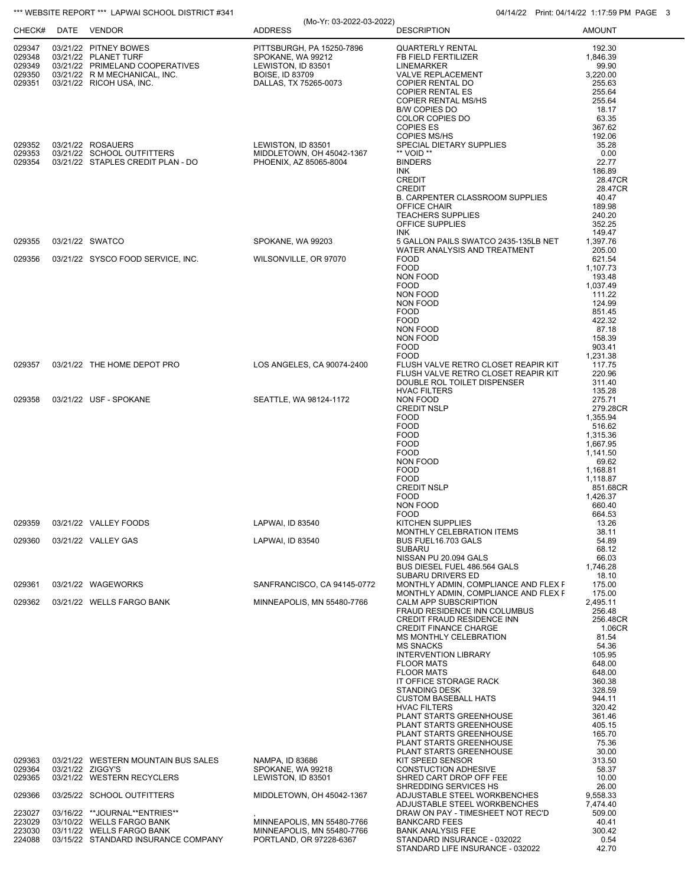*** WEBSITE REPORT *** LAPWAI SCHOOL DISTRICT #341

04/14/22 Print: 04/14/22 1:17:59 PM PAGE 3

(Mo-Yr: 03-2022-03-2022)

| CHECK# | DATE | VENDOR | ADDRESS | DESCRIPTION | AMOUNT |
|---|---|---|---|---|---|
| 029347 | 03/21/22 | PITNEY BOWES | PITTSBURGH, PA 15250-7896 | QUARTERLY RENTAL | 192.30 |
| 029348 | 03/21/22 | PLANET TURF | SPOKANE, WA 99212 | FB FIELD FERTILIZER | 1,846.39 |
| 029349 | 03/21/22 | PRIMELAND COOPERATIVES | LEWISTON, ID 83501 | LINEMARKER | 99.90 |
| 029350 | 03/21/22 | R M MECHANICAL, INC. | BOISE, ID 83709 | VALVE REPLACEMENT | 3,220.00 |
| 029351 | 03/21/22 | RICOH USA, INC. | DALLAS, TX 75265-0073 | COPIER RENTAL DO | 255.63 |
| | | | | COPIER RENTAL ES | 255.64 |
| | | | | COPIER RENTAL MS/HS | 255.64 |
| | | | | B/W COPIES DO | 18.17 |
| | | | | COLOR COPIES DO | 63.35 |
| | | | | COPIES ES | 367.62 |
| | | | | COPIES MS/HS | 192.06 |
| 029352 | 03/21/22 | ROSAUERS | LEWISTON, ID 83501 | SPECIAL DIETARY SUPPLIES | 35.28 |
| 029353 | 03/21/22 | SCHOOL OUTFITTERS | MIDDLETOWN, OH 45042-1367 | ** VOID ** | 0.00 |
| 029354 | 03/21/22 | STAPLES CREDIT PLAN - DO | PHOENIX, AZ 85065-8004 | BINDERS | 22.77 |
| | | | | INK | 186.89 |
| | | | | CREDIT | 28.47CR |
| | | | | CREDIT | 28.47CR |
| | | | | B. CARPENTER CLASSROOM SUPPLIES | 40.47 |
| | | | | OFFICE CHAIR | 189.98 |
| | | | | TEACHERS SUPPLIES | 240.20 |
| | | | | OFFICE SUPPLIES | 352.25 |
| | | | | INK | 149.47 |
| 029355 | 03/21/22 | SWATCO | SPOKANE, WA 99203 | 5 GALLON PAILS SWATCO 2435-135LB NET | 1,397.76 |
| | | | | WATER ANALYSIS AND TREATMENT | 205.00 |
| 029356 | 03/21/22 | SYSCO FOOD SERVICE, INC. | WILSONVILLE, OR 97070 | FOOD | 621.54 |
| | | | | FOOD | 1,107.73 |
| | | | | NON FOOD | 193.48 |
| | | | | FOOD | 1,037.49 |
| | | | | NON FOOD | 111.22 |
| | | | | NON FOOD | 124.99 |
| | | | | FOOD | 851.45 |
| | | | | FOOD | 422.32 |
| | | | | NON FOOD | 87.18 |
| | | | | NON FOOD | 158.39 |
| | | | | FOOD | 903.41 |
| | | | | FOOD | 1,231.38 |
| 029357 | 03/21/22 | THE HOME DEPOT PRO | LOS ANGELES, CA 90074-2400 | FLUSH VALVE RETRO CLOSET REAPIR KIT | 117.75 |
| | | | | FLUSH VALVE RETRO CLOSET REAPIR KIT | 220.96 |
| | | | | DOUBLE ROL TOILET DISPENSER | 311.40 |
| | | | | HVAC FILTERS | 135.28 |
| 029358 | 03/21/22 | USF - SPOKANE | SEATTLE, WA 98124-1172 | NON FOOD | 275.71 |
| | | | | CREDIT NSLP | 279.28CR |
| | | | | FOOD | 1,355.94 |
| | | | | FOOD | 516.62 |
| | | | | FOOD | 1,315.36 |
| | | | | FOOD | 1,667.95 |
| | | | | FOOD | 1,141.50 |
| | | | | NON FOOD | 69.62 |
| | | | | FOOD | 1,168.81 |
| | | | | FOOD | 1,118.87 |
| | | | | CREDIT NSLP | 851.68CR |
| | | | | FOOD | 1,426.37 |
| | | | | NON FOOD | 660.40 |
| | | | | FOOD | 664.53 |
| 029359 | 03/21/22 | VALLEY FOODS | LAPWAI, ID 83540 | KITCHEN SUPPLIES | 13.26 |
| | | | | MONTHLY CELEBRATION ITEMS | 38.11 |
| 029360 | 03/21/22 | VALLEY GAS | LAPWAI, ID 83540 | BUS FUEL16.703 GALS | 54.89 |
| | | | | SUBARU | 68.12 |
| | | | | NISSAN PU 20.094 GALS | 66.03 |
| | | | | BUS DIESEL FUEL 486.564 GALS | 1,746.28 |
| | | | | SUBARU DRIVERS ED | 18.10 |
| 029361 | 03/21/22 | WAGEWORKS | SANFRANCISCO, CA 94145-0772 | MONTHLY ADMIN, COMPLIANCE AND FLEX F | 175.00 |
| | | | | MONTHLY ADMIN, COMPLIANCE AND FLEX F | 175.00 |
| 029362 | 03/21/22 | WELLS FARGO BANK | MINNEAPOLIS, MN 55480-7766 | CALM APP SUBSCRIPTION | 2,495.11 |
| | | | | FRAUD RESIDENCE INN COLUMBUS | 256.48 |
| | | | | CREDIT FRAUD RESIDENCE INN | 256.48CR |
| | | | | CREDIT FINANCE CHARGE | 1.06CR |
| | | | | MS MONTHLY CELEBRATION | 81.54 |
| | | | | MS SNACKS | 54.36 |
| | | | | INTERVENTION LIBRARY | 105.95 |
| | | | | FLOOR MATS | 648.00 |
| | | | | FLOOR MATS | 648.00 |
| | | | | IT OFFICE STORAGE RACK | 360.38 |
| | | | | STANDING DESK | 328.59 |
| | | | | CUSTOM BASEBALL HATS | 944.11 |
| | | | | HVAC FILTERS | 320.42 |
| | | | | PLANT STARTS GREENHOUSE | 361.46 |
| | | | | PLANT STARTS GREENHOUSE | 405.15 |
| | | | | PLANT STARTS GREENHOUSE | 165.70 |
| | | | | PLANT STARTS GREENHOUSE | 75.36 |
| | | | | PLANT STARTS GREENHOUSE | 30.00 |
| 029363 | 03/21/22 | WESTERN MOUNTAIN BUS SALES | NAMPA, ID 83686 | KIT SPEED SENSOR | 313.50 |
| 029364 | 03/21/22 | ZIGGY'S | SPOKANE, WA 99218 | CONSTUCTION ADHESIVE | 58.37 |
| 029365 | 03/21/22 | WESTERN RECYCLERS | LEWISTON, ID 83501 | SHRED CART DROP OFF FEE | 10.00 |
| | | | | SHREDDING SERVICES HS | 26.00 |
| 029366 | 03/25/22 | SCHOOL OUTFITTERS | MIDDLETOWN, OH 45042-1367 | ADJUSTABLE STEEL WORKBENCHES | 9,558.33 |
| | | | | ADJUSTABLE STEEL WORKBENCHES | 7,474.40 |
| 223027 | 03/16/22 | **JOURNAL**ENTRIES** | , | DRAW ON PAY - TIMESHEET NOT REC'D | 509.00 |
| 223029 | 03/10/22 | WELLS FARGO BANK | MINNEAPOLIS, MN 55480-7766 | BANKCARD FEES | 40.41 |
| 223030 | 03/11/22 | WELLS FARGO BANK | MINNEAPOLIS, MN 55480-7766 | BANK ANALYSIS FEE | 300.42 |
| 224088 | 03/15/22 | STANDARD INSURANCE COMPANY | PORTLAND, OR 97228-6367 | STANDARD INSURANCE - 032022 | 0.54 |
| | | | | STANDARD LIFE INSURANCE - 032022 | 42.70 |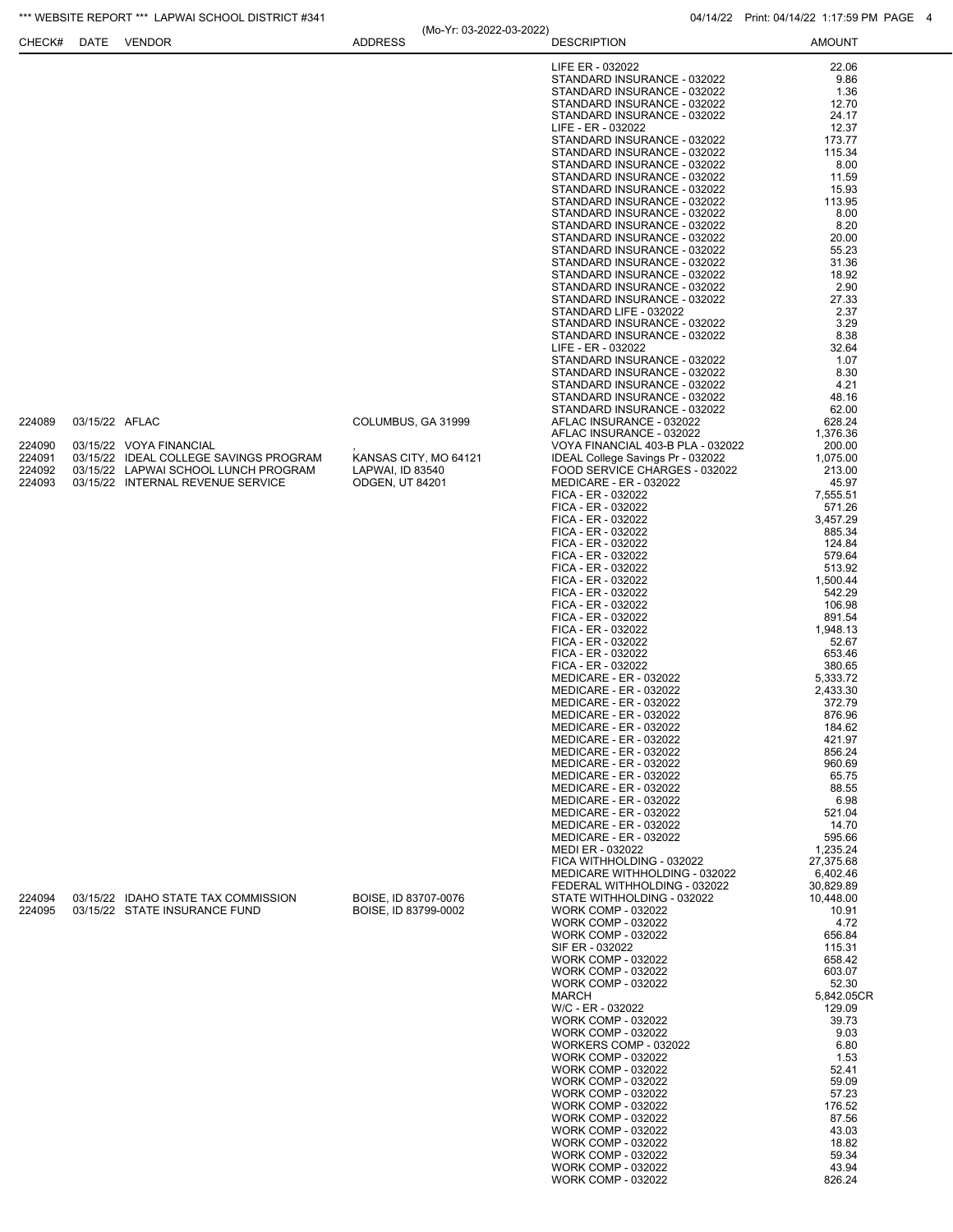| CHECK# | DATE | VENDOR | ADDRESS | DESCRIPTION | AMOUNT |
|---|---|---|---|---|---|
| | | | | LIFE ER - 032022 | 22.06 |
| | | | | STANDARD INSURANCE - 032022 | 9.86 |
| | | | | STANDARD INSURANCE - 032022 | 1.36 |
| | | | | STANDARD INSURANCE - 032022 | 12.70 |
| | | | | STANDARD INSURANCE - 032022 | 24.17 |
| | | | | LIFE - ER - 032022 | 12.37 |
| | | | | STANDARD INSURANCE - 032022 | 173.77 |
| | | | | STANDARD INSURANCE - 032022 | 115.34 |
| | | | | STANDARD INSURANCE - 032022 | 8.00 |
| | | | | STANDARD INSURANCE - 032022 | 11.59 |
| | | | | STANDARD INSURANCE - 032022 | 15.93 |
| | | | | STANDARD INSURANCE - 032022 | 113.95 |
| | | | | STANDARD INSURANCE - 032022 | 8.00 |
| | | | | STANDARD INSURANCE - 032022 | 8.20 |
| | | | | STANDARD INSURANCE - 032022 | 20.00 |
| | | | | STANDARD INSURANCE - 032022 | 55.23 |
| | | | | STANDARD INSURANCE - 032022 | 31.36 |
| | | | | STANDARD INSURANCE - 032022 | 18.92 |
| | | | | STANDARD INSURANCE - 032022 | 2.90 |
| | | | | STANDARD INSURANCE - 032022 | 27.33 |
| | | | | STANDARD LIFE - 032022 | 2.37 |
| | | | | STANDARD INSURANCE - 032022 | 3.29 |
| | | | | STANDARD INSURANCE - 032022 | 8.38 |
| | | | | LIFE - ER - 032022 | 32.64 |
| | | | | STANDARD INSURANCE - 032022 | 1.07 |
| | | | | STANDARD INSURANCE - 032022 | 8.30 |
| | | | | STANDARD INSURANCE - 032022 | 4.21 |
| | | | | STANDARD INSURANCE - 032022 | 48.16 |
| | | | | STANDARD INSURANCE - 032022 | 62.00 |
| 224089 | 03/15/22 | AFLAC | COLUMBUS, GA 31999 | AFLAC INSURANCE - 032022 | 628.24 |
| | | | | AFLAC INSURANCE - 032022 | 1,376.36 |
| 224090 | 03/15/22 | VOYA FINANCIAL | , | VOYA FINANCIAL 403-B PLA - 032022 | 200.00 |
| 224091 | 03/15/22 | IDEAL COLLEGE SAVINGS PROGRAM | KANSAS CITY, MO 64121 | IDEAL College Savings Pr - 032022 | 1,075.00 |
| 224092 | 03/15/22 | LAPWAI SCHOOL LUNCH PROGRAM | LAPWAI, ID 83540 | FOOD SERVICE CHARGES - 032022 | 213.00 |
| 224093 | 03/15/22 | INTERNAL REVENUE SERVICE | OGDEN, UT 84201 | MEDICARE - ER - 032022 | 45.97 |
| | | | | FICA - ER - 032022 | 7,555.51 |
| | | | | FICA - ER - 032022 | 571.26 |
| | | | | FICA - ER - 032022 | 3,457.29 |
| | | | | FICA - ER - 032022 | 885.34 |
| | | | | FICA - ER - 032022 | 124.84 |
| | | | | FICA - ER - 032022 | 579.64 |
| | | | | FICA - ER - 032022 | 513.92 |
| | | | | FICA - ER - 032022 | 1,500.44 |
| | | | | FICA - ER - 032022 | 542.29 |
| | | | | FICA - ER - 032022 | 106.98 |
| | | | | FICA - ER - 032022 | 891.54 |
| | | | | FICA - ER - 032022 | 1,948.13 |
| | | | | FICA - ER - 032022 | 52.67 |
| | | | | FICA - ER - 032022 | 653.46 |
| | | | | FICA - ER - 032022 | 380.65 |
| | | | | MEDICARE - ER - 032022 | 5,333.72 |
| | | | | MEDICARE - ER - 032022 | 2,433.30 |
| | | | | MEDICARE - ER - 032022 | 372.79 |
| | | | | MEDICARE - ER - 032022 | 876.96 |
| | | | | MEDICARE - ER - 032022 | 184.62 |
| | | | | MEDICARE - ER - 032022 | 421.97 |
| | | | | MEDICARE - ER - 032022 | 856.24 |
| | | | | MEDICARE - ER - 032022 | 960.69 |
| | | | | MEDICARE - ER - 032022 | 65.75 |
| | | | | MEDICARE - ER - 032022 | 88.55 |
| | | | | MEDICARE - ER - 032022 | 6.98 |
| | | | | MEDICARE - ER - 032022 | 521.04 |
| | | | | MEDICARE - ER - 032022 | 14.70 |
| | | | | MEDICARE - ER - 032022 | 595.66 |
| | | | | MEDI ER - 032022 | 1,235.24 |
| | | | | FICA WITHHOLDING - 032022 | 27,375.68 |
| | | | | MEDICARE WITHHOLDING - 032022 | 6,402.46 |
| | | | | FEDERAL WITHHOLDING - 032022 | 30,829.89 |
| 224094 | 03/15/22 | IDAHO STATE TAX COMMISSION | BOISE, ID 83707-0076 | STATE WITHHOLDING - 032022 | 10,448.00 |
| 224095 | 03/15/22 | STATE INSURANCE FUND | BOISE, ID 83799-0002 | WORK COMP - 032022 | 10.91 |
| | | | | WORK COMP - 032022 | 4.72 |
| | | | | WORK COMP - 032022 | 656.84 |
| | | | | SIF ER - 032022 | 115.31 |
| | | | | WORK COMP - 032022 | 658.42 |
| | | | | WORK COMP - 032022 | 603.07 |
| | | | | WORK COMP - 032022 | 52.30 |
| | | | | MARCH | 5,842.05CR |
| | | | | W/C - ER - 032022 | 129.09 |
| | | | | WORK COMP - 032022 | 39.73 |
| | | | | WORK COMP - 032022 | 9.03 |
| | | | | WORKERS COMP - 032022 | 6.80 |
| | | | | WORK COMP - 032022 | 1.53 |
| | | | | WORK COMP - 032022 | 52.41 |
| | | | | WORK COMP - 032022 | 59.09 |
| | | | | WORK COMP - 032022 | 57.23 |
| | | | | WORK COMP - 032022 | 176.52 |
| | | | | WORK COMP - 032022 | 87.56 |
| | | | | WORK COMP - 032022 | 43.03 |
| | | | | WORK COMP - 032022 | 18.82 |
| | | | | WORK COMP - 032022 | 59.34 |
| | | | | WORK COMP - 032022 | 43.94 |
| | | | | WORK COMP - 032022 | 826.24 |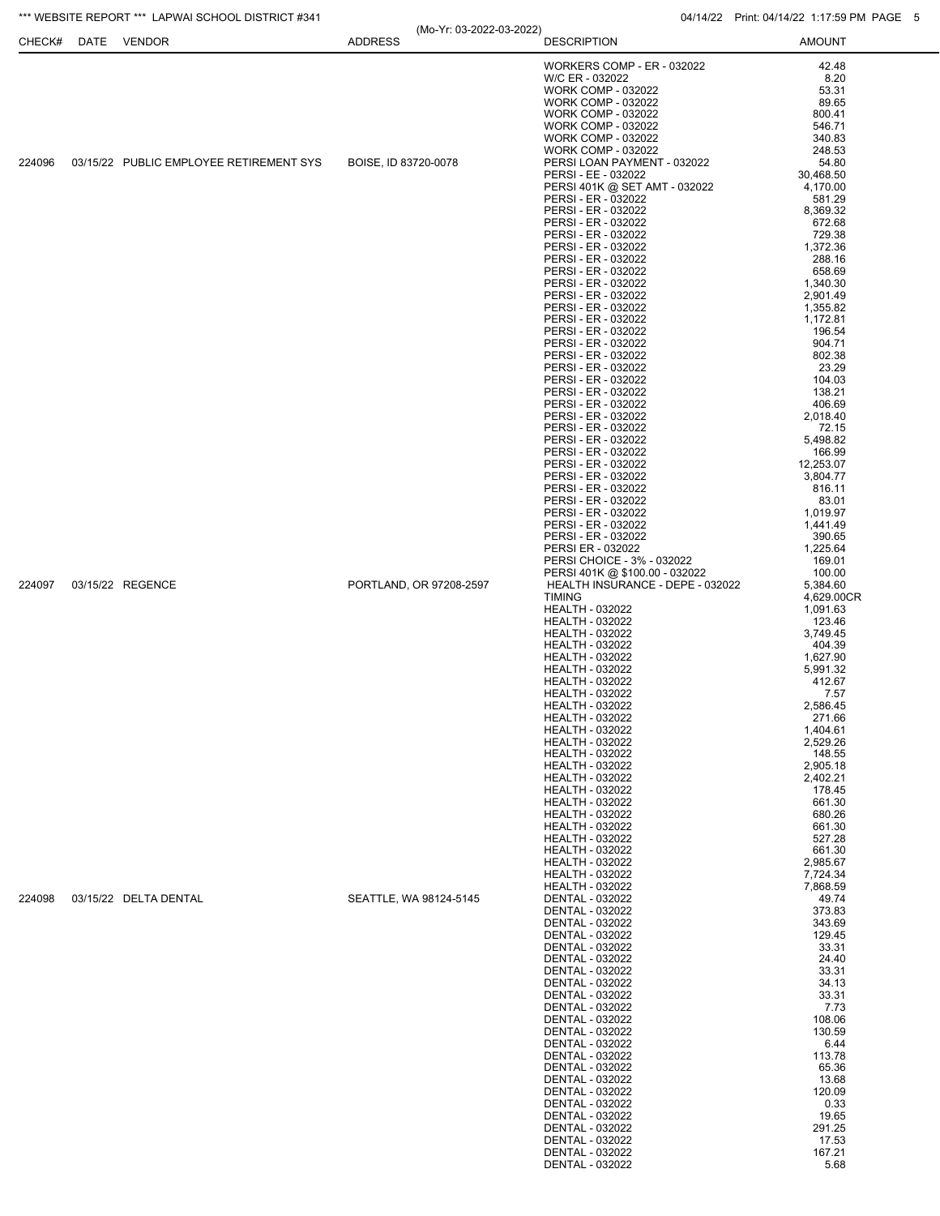*** WEBSITE REPORT *** LAPWAI SCHOOL DISTRICT #341

(Mo-Yr: 03-2022-03-2022)

| CHECK# | DATE | VENDOR | ADDRESS | DESCRIPTION | AMOUNT |
|---|---|---|---|---|---|
| | | | | WORKERS COMP - ER - 032022 | 42.48 |
| | | | | W/C ER - 032022 | 8.20 |
| | | | | WORK COMP - 032022 | 53.31 |
| | | | | WORK COMP - 032022 | 89.65 |
| | | | | WORK COMP - 032022 | 800.41 |
| | | | | WORK COMP - 032022 | 546.71 |
| | | | | WORK COMP - 032022 | 340.83 |
| | | | | WORK COMP - 032022 | 248.53 |
| 224096 | 03/15/22 | PUBLIC EMPLOYEE RETIREMENT SYS | BOISE, ID 83720-0078 | PERSI LOAN PAYMENT - 032022 | 54.80 |
| | | | | PERSI - EE - 032022 | 30,468.50 |
| | | | | PERSI 401K @ SET AMT - 032022 | 4,170.00 |
| | | | | PERSI - ER - 032022 | 581.29 |
| | | | | PERSI - ER - 032022 | 8,369.32 |
| | | | | PERSI - ER - 032022 | 672.68 |
| | | | | PERSI - ER - 032022 | 729.38 |
| | | | | PERSI - ER - 032022 | 1,372.36 |
| | | | | PERSI - ER - 032022 | 288.16 |
| | | | | PERSI - ER - 032022 | 658.69 |
| | | | | PERSI - ER - 032022 | 1,340.30 |
| | | | | PERSI - ER - 032022 | 2,901.49 |
| | | | | PERSI - ER - 032022 | 1,355.82 |
| | | | | PERSI - ER - 032022 | 1,172.81 |
| | | | | PERSI - ER - 032022 | 196.54 |
| | | | | PERSI - ER - 032022 | 904.71 |
| | | | | PERSI - ER - 032022 | 802.38 |
| | | | | PERSI - ER - 032022 | 23.29 |
| | | | | PERSI - ER - 032022 | 104.03 |
| | | | | PERSI - ER - 032022 | 138.21 |
| | | | | PERSI - ER - 032022 | 406.69 |
| | | | | PERSI - ER - 032022 | 2,018.40 |
| | | | | PERSI - ER - 032022 | 72.15 |
| | | | | PERSI - ER - 032022 | 5,498.82 |
| | | | | PERSI - ER - 032022 | 166.99 |
| | | | | PERSI - ER - 032022 | 12,253.07 |
| | | | | PERSI - ER - 032022 | 3,804.77 |
| | | | | PERSI - ER - 032022 | 816.11 |
| | | | | PERSI - ER - 032022 | 83.01 |
| | | | | PERSI - ER - 032022 | 1,019.97 |
| | | | | PERSI - ER - 032022 | 1,441.49 |
| | | | | PERSI - ER - 032022 | 390.65 |
| | | | | PERSI ER - 032022 | 1,225.64 |
| | | | | PERSI CHOICE - 3% - 032022 | 169.01 |
| | | | | PERSI 401K @ $100.00 - 032022 | 100.00 |
| 224097 | 03/15/22 | REGENCE | PORTLAND, OR 97208-2597 | HEALTH INSURANCE - DEPE - 032022 | 5,384.60 |
| | | | | TIMING | 4,629.00CR |
| | | | | HEALTH - 032022 | 1,091.63 |
| | | | | HEALTH - 032022 | 123.46 |
| | | | | HEALTH - 032022 | 3,749.45 |
| | | | | HEALTH - 032022 | 404.39 |
| | | | | HEALTH - 032022 | 1,627.90 |
| | | | | HEALTH - 032022 | 5,991.32 |
| | | | | HEALTH - 032022 | 412.67 |
| | | | | HEALTH - 032022 | 7.57 |
| | | | | HEALTH - 032022 | 2,586.45 |
| | | | | HEALTH - 032022 | 271.66 |
| | | | | HEALTH - 032022 | 1,404.61 |
| | | | | HEALTH - 032022 | 2,529.26 |
| | | | | HEALTH - 032022 | 148.55 |
| | | | | HEALTH - 032022 | 2,905.18 |
| | | | | HEALTH - 032022 | 2,402.21 |
| | | | | HEALTH - 032022 | 178.45 |
| | | | | HEALTH - 032022 | 661.30 |
| | | | | HEALTH - 032022 | 680.26 |
| | | | | HEALTH - 032022 | 661.30 |
| | | | | HEALTH - 032022 | 527.28 |
| | | | | HEALTH - 032022 | 661.30 |
| | | | | HEALTH - 032022 | 2,985.67 |
| | | | | HEALTH - 032022 | 7,724.34 |
| | | | | HEALTH - 032022 | 7,868.59 |
| 224098 | 03/15/22 | DELTA DENTAL | SEATTLE, WA 98124-5145 | DENTAL - 032022 | 49.74 |
| | | | | DENTAL - 032022 | 373.83 |
| | | | | DENTAL - 032022 | 343.69 |
| | | | | DENTAL - 032022 | 129.45 |
| | | | | DENTAL - 032022 | 33.31 |
| | | | | DENTAL - 032022 | 24.40 |
| | | | | DENTAL - 032022 | 33.31 |
| | | | | DENTAL - 032022 | 34.13 |
| | | | | DENTAL - 032022 | 33.31 |
| | | | | DENTAL - 032022 | 7.73 |
| | | | | DENTAL - 032022 | 108.06 |
| | | | | DENTAL - 032022 | 130.59 |
| | | | | DENTAL - 032022 | 6.44 |
| | | | | DENTAL - 032022 | 113.78 |
| | | | | DENTAL - 032022 | 65.36 |
| | | | | DENTAL - 032022 | 13.68 |
| | | | | DENTAL - 032022 | 120.09 |
| | | | | DENTAL - 032022 | 0.33 |
| | | | | DENTAL - 032022 | 19.65 |
| | | | | DENTAL - 032022 | 291.25 |
| | | | | DENTAL - 032022 | 17.53 |
| | | | | DENTAL - 032022 | 167.21 |
| | | | | DENTAL - 032022 | 5.68 |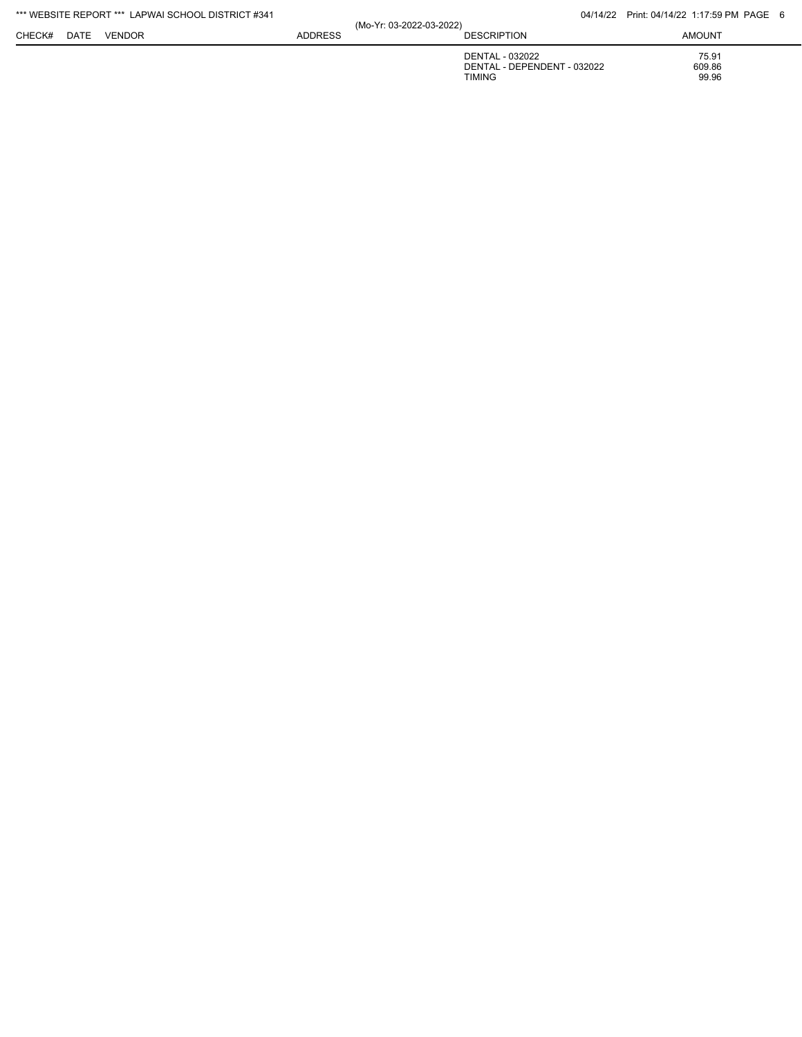| CHECK# | DATE | VENDOR | ADDRESS | DESCRIPTION | AMOUNT |
|---|---|---|---|---|---|
| | | | | DENTAL - 032022 | 75.91 |
| | | | | DENTAL - DEPENDENT - 032022 | 609.86 |
| | | | | TIMING | 99.96 |